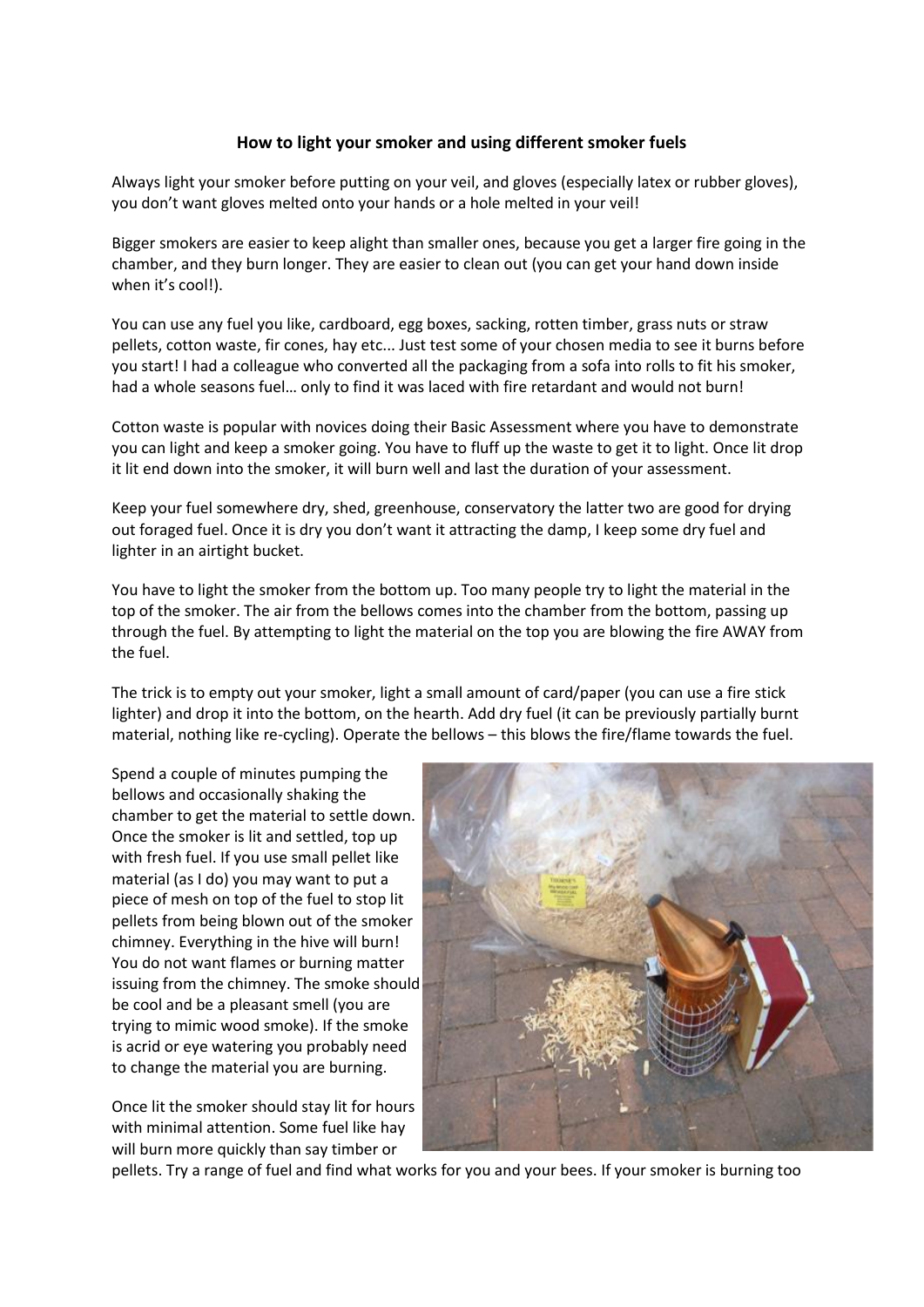## How to light your smoker and using different smoker fuels

Always light your smoker before putting on your veil, and gloves (especially latex or rubber gloves), you don't want gloves melted onto your hands or a hole melted in your veil!

Bigger smokers are easier to keep alight than smaller ones, because you get a larger fire going in the chamber, and they burn longer. They are easier to clean out (you can get your hand down inside when it's cool!).

You can use any fuel you like, cardboard, egg boxes, sacking, rotten timber, grass nuts or straw pellets, cotton waste, fir cones, hay etc... Just test some of your chosen media to see it burns before you start! I had a colleague who converted all the packaging from a sofa into rolls to fit his smoker, had a whole seasons fuel… only to find it was laced with fire retardant and would not burn!

Cotton waste is popular with novices doing their Basic Assessment where you have to demonstrate you can light and keep a smoker going. You have to fluff up the waste to get it to light. Once lit drop it lit end down into the smoker, it will burn well and last the duration of your assessment.

Keep your fuel somewhere dry, shed, greenhouse, conservatory the latter two are good for drying out foraged fuel. Once it is dry you don't want it attracting the damp, I keep some dry fuel and lighter in an airtight bucket.

You have to light the smoker from the bottom up. Too many people try to light the material in the top of the smoker. The air from the bellows comes into the chamber from the bottom, passing up through the fuel. By attempting to light the material on the top you are blowing the fire AWAY from the fuel.

The trick is to empty out your smoker, light a small amount of card/paper (you can use a fire stick lighter) and drop it into the bottom, on the hearth. Add dry fuel (it can be previously partially burnt material, nothing like re-cycling). Operate the bellows – this blows the fire/flame towards the fuel.

Spend a couple of minutes pumping the bellows and occasionally shaking the chamber to get the material to settle down. Once the smoker is lit and settled, top up with fresh fuel. If you use small pellet like material (as I do) you may want to put a piece of mesh on top of the fuel to stop lit pellets from being blown out of the smoker chimney. Everything in the hive will burn! You do not want flames or burning matter issuing from the chimney. The smoke should be cool and be a pleasant smell (you are trying to mimic wood smoke). If the smoke is acrid or eye watering you probably need to change the material you are burning.

Once lit the smoker should stay lit for hours with minimal attention. Some fuel like hay will burn more quickly than say timber or pellets. Try a range of fuel and find what works for you and your bees. If your smoker is burning too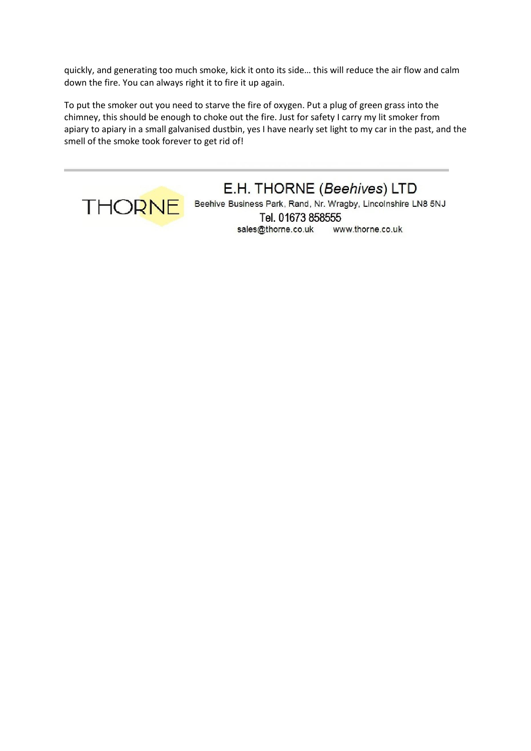quickly, and generating too much smoke, kick it onto its side… this will reduce the air flow and calm down the fire. You can always right it to fire it up again.

To put the smoker out you need to starve the fire of oxygen. Put a plug of green grass into the chimney, this should be enough to choke out the fire. Just for safety I carry my lit smoker from apiary to apiary in a small galvanised dustbin, yes I have nearly set light to my car in the past, and the smell of the smoke took forever to get rid of!

---

THORNE

E.H. THORNE (*Beehives*) LTD

Beehive Business Park, Rand, Nr. Wragby, Lincolnshire LN8 5NJ

Tel. 01673 858555

sales@thorne.co.uk www.thorne.co.uk